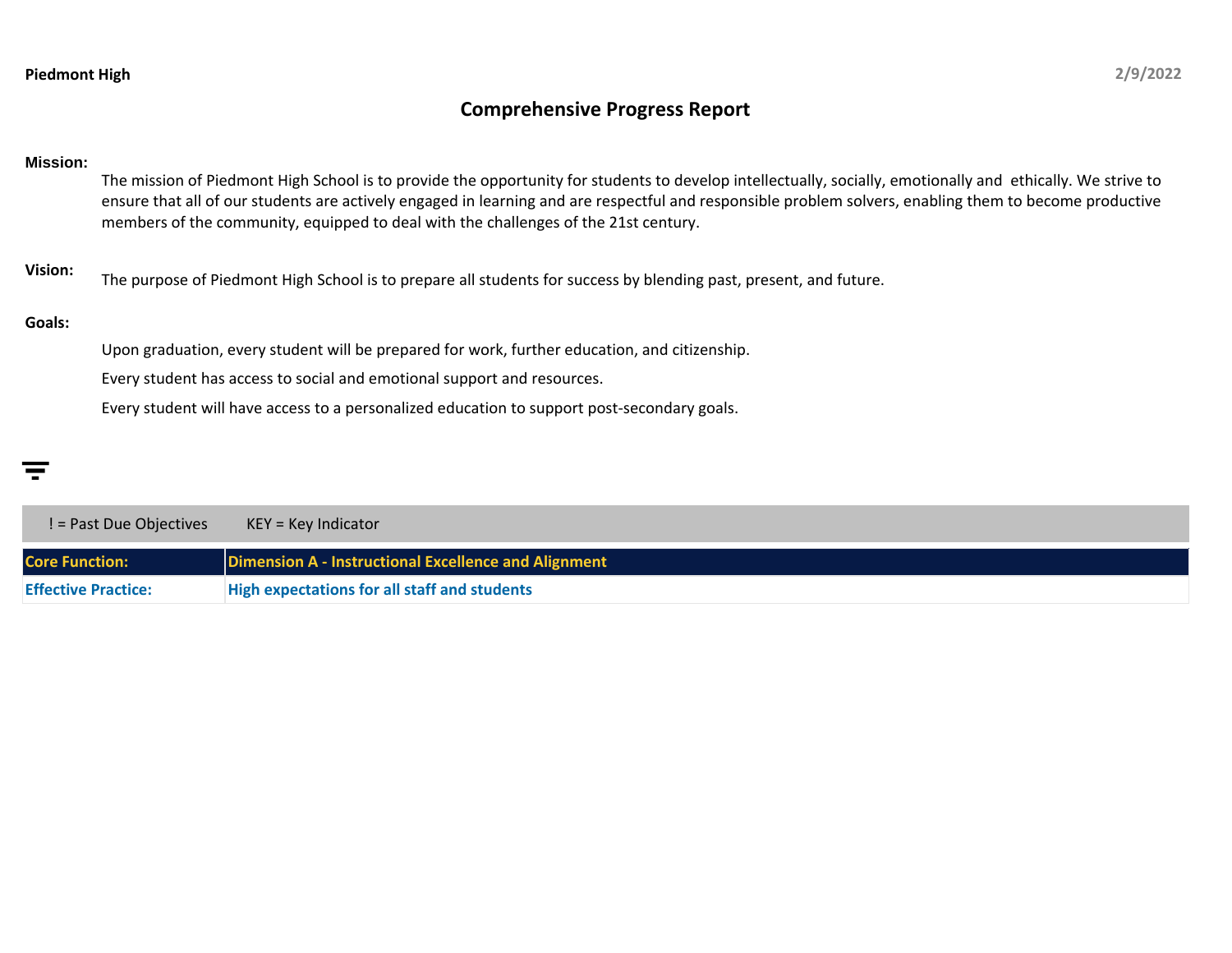**Piedmont High** 2/9/2022

# Comprehensive Progress Report

**Mission:**

The mission of Piedmont High School is to provide the opportunity for students to develop intellectually, socially, emotionally and ethically. We strive to ensure that all of our students are actively engaged in learning and are respectful and responsible problem solvers, enabling them to become productive members of the community, equipped to deal with the challenges of the 21st century.

**Vision:**

The purpose of Piedmont High School is to prepare all students for success by blending past, present, and future.

**Goals:**

Upon graduation, every student will be prepared for work, further education, and citizenship.

Every student has access to social and emotional support and resources.

Every student will have access to a personalized education to support post-secondary goals.

! = Past Due Objectives KEY = Key Indicator

| Core Function: | Dimension A - Instructional Excellence and Alignment |
|---|---|
| Effective Practice: | High expectations for all staff and students |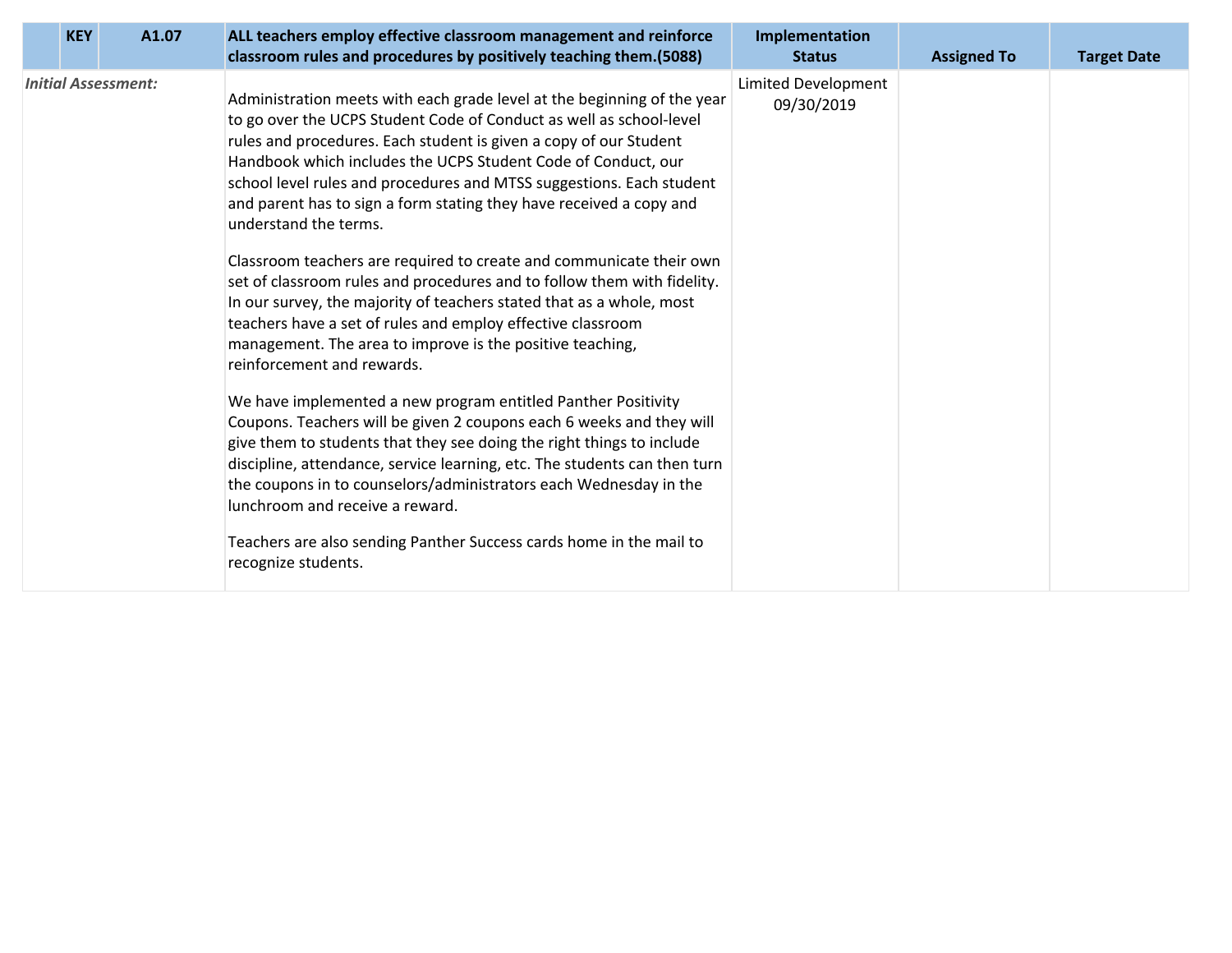| | KEY | A1.07 | ALL teachers employ effective classroom management and reinforce classroom rules and procedures by positively teaching them.(5088) | Implementation Status | Assigned To | Target Date |
|---|---|---|---|---|---|---|
| *Initial Assessment:* | | | Administration meets with each grade level at the beginning of the year to go over the UCPS Student Code of Conduct as well as school-level rules and procedures. Each student is given a copy of our Student Handbook which includes the UCPS Student Code of Conduct, our school level rules and procedures and MTSS suggestions. Each student and parent has to sign a form stating they have received a copy and understand the terms.<br><br>Classroom teachers are required to create and communicate their own set of classroom rules and procedures and to follow them with fidelity. In our survey, the majority of teachers stated that as a whole, most teachers have a set of rules and employ effective classroom management. The area to improve is the positive teaching, reinforcement and rewards.<br><br>We have implemented a new program entitled Panther Positivity Coupons. Teachers will be given 2 coupons each 6 weeks and they will give them to students that they see doing the right things to include discipline, attendance, service learning, etc. The students can then turn the coupons in to counselors/administrators each Wednesday in the lunchroom and receive a reward.<br><br>Teachers are also sending Panther Success cards home in the mail to recognize students. | Limited Development 09/30/2019 | | |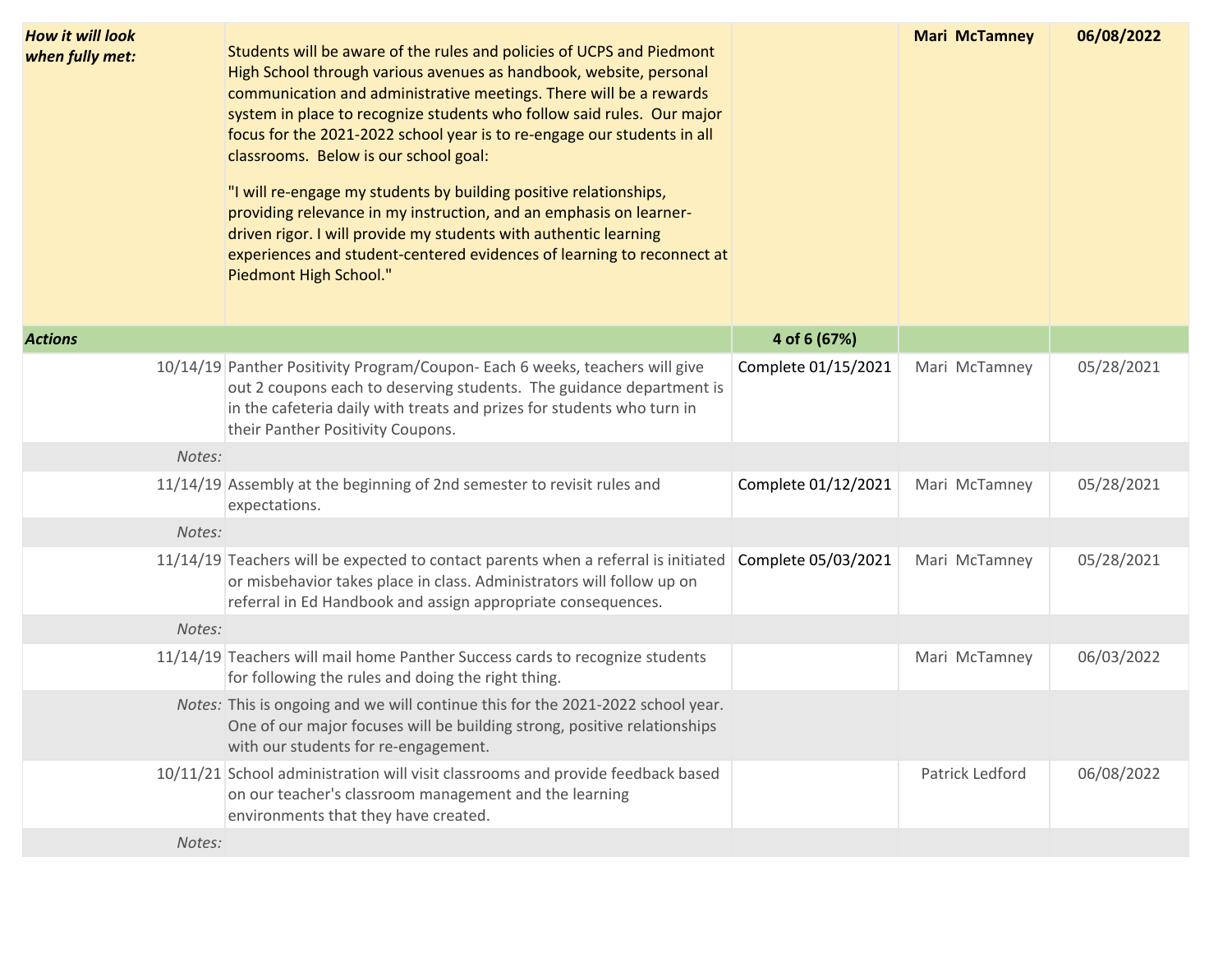| | | | | |
|---|---|---|---|---|
| ***How it will look when fully met:*** | Students will be aware of the rules and policies of UCPS and Piedmont High School through various avenues as handbook, website, personal communication and administrative meetings. There will be a rewards system in place to recognize students who follow said rules. Our major focus for the 2021-2022 school year is to re-engage our students in all classrooms. Below is our school goal:<br><br>"I will re-engage my students by building positive relationships, providing relevance in my instruction, and an emphasis on learner-driven rigor. I will provide my students with authentic learning experiences and student-centered evidences of learning to reconnect at Piedmont High School." | | **Mari McTamney** | **06/08/2022** |
| ***Actions*** | | **4 of 6 (67%)** | | |
| 10/14/19 | Panther Positivity Program/Coupon- Each 6 weeks, teachers will give out 2 coupons each to deserving students. The guidance department is in the cafeteria daily with treats and prizes for students who turn in their Panther Positivity Coupons. | Complete 01/15/2021 | Mari McTamney | 05/28/2021 |
| *Notes:* | | | | |
| 11/14/19 | Assembly at the beginning of 2nd semester to revisit rules and expectations. | Complete 01/12/2021 | Mari McTamney | 05/28/2021 |
| *Notes:* | | | | |
| 11/14/19 | Teachers will be expected to contact parents when a referral is initiated or misbehavior takes place in class. Administrators will follow up on referral in Ed Handbook and assign appropriate consequences. | Complete 05/03/2021 | Mari McTamney | 05/28/2021 |
| *Notes:* | | | | |
| 11/14/19 | Teachers will mail home Panther Success cards to recognize students for following the rules and doing the right thing. | | Mari McTamney | 06/03/2022 |
| *Notes:* | This is ongoing and we will continue this for the 2021-2022 school year. One of our major focuses will be building strong, positive relationships with our students for re-engagement. | | | |
| 10/11/21 | School administration will visit classrooms and provide feedback based on our teacher's classroom management and the learning environments that they have created. | | Patrick Ledford | 06/08/2022 |
| *Notes:* | | | | |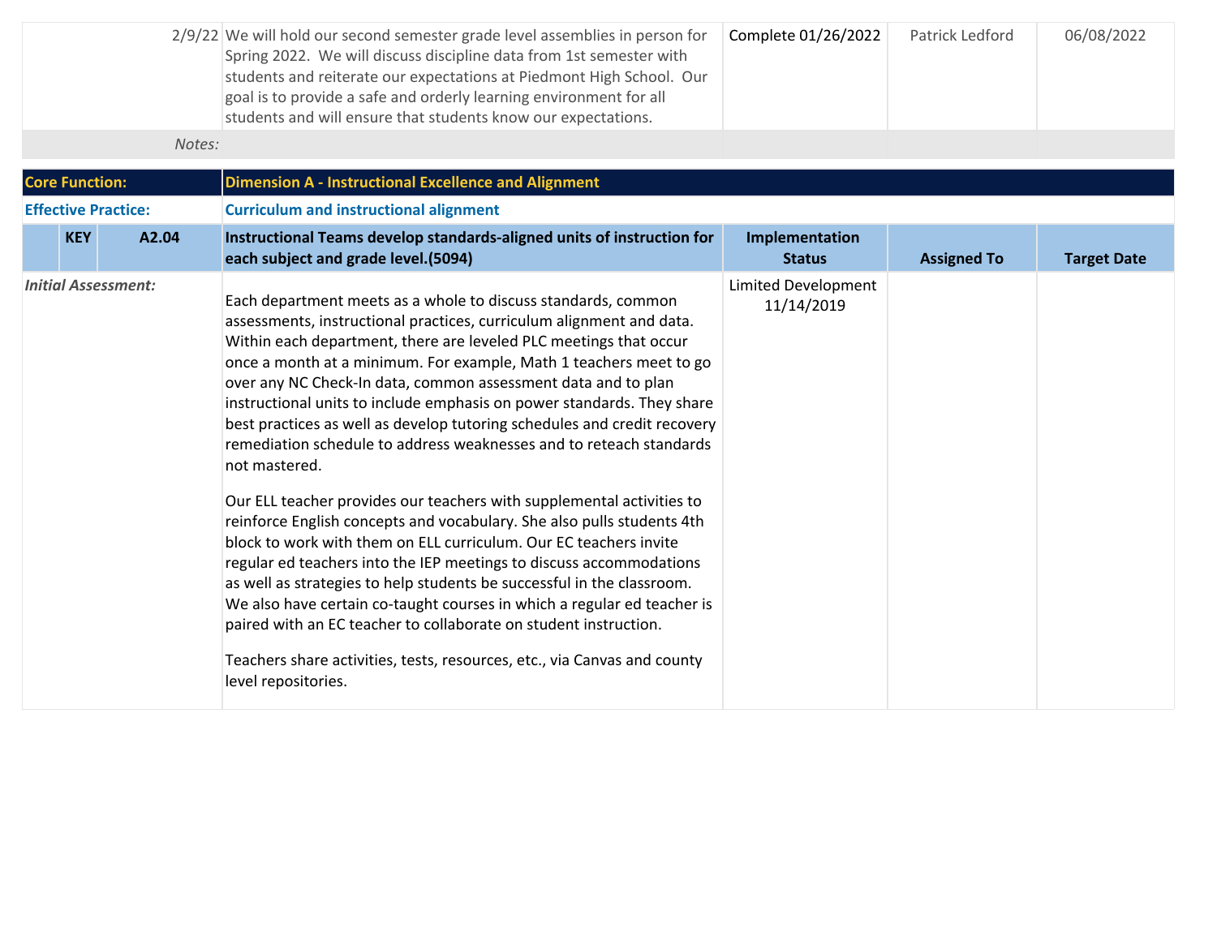| | | | |
|---|---|---|---|
| 2/9/22 We will hold our second semester grade level assemblies in person for Spring 2022. We will discuss discipline data from 1st semester with students and reiterate our expectations at Piedmont High School. Our goal is to provide a safe and orderly learning environment for all students and will ensure that students know our expectations. | Complete 01/26/2022 | Patrick Ledford | 06/08/2022 |
| *Notes:* | | | |

| | |
|---|---|
| **Core Function:** | **Dimension A - Instructional Excellence and Alignment** |
| **Effective Practice:** | **Curriculum and instructional alignment** |

| KEY | A2.04 | Instructional Teams develop standards-aligned units of instruction for each subject and grade level.(5094) | Implementation Status | Assigned To | Target Date |
|---|---|---|---|---|---|
| *Initial Assessment:* | | Each department meets as a whole to discuss standards, common assessments, instructional practices, curriculum alignment and data. Within each department, there are leveled PLC meetings that occur once a month at a minimum. For example, Math 1 teachers meet to go over any NC Check-In data, common assessment data and to plan instructional units to include emphasis on power standards. They share best practices as well as develop tutoring schedules and credit recovery remediation schedule to address weaknesses and to reteach standards not mastered.<br><br>Our ELL teacher provides our teachers with supplemental activities to reinforce English concepts and vocabulary. She also pulls students 4th block to work with them on ELL curriculum. Our EC teachers invite regular ed teachers into the IEP meetings to discuss accommodations as well as strategies to help students be successful in the classroom. We also have certain co-taught courses in which a regular ed teacher is paired with an EC teacher to collaborate on student instruction.<br><br>Teachers share activities, tests, resources, etc., via Canvas and county level repositories. | Limited Development 11/14/2019 | | |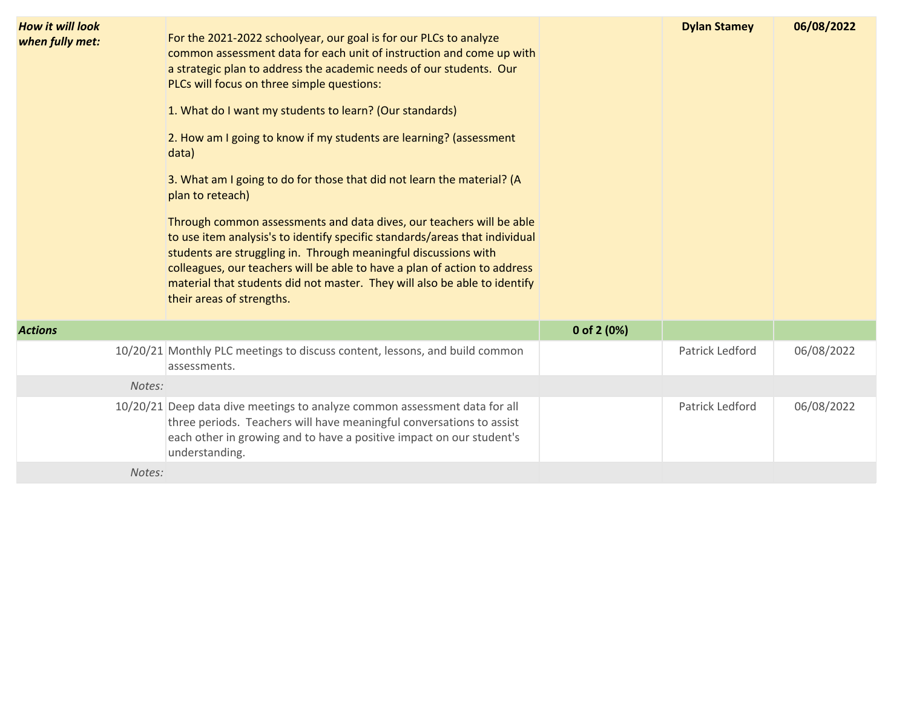| | | | | |
|---|---|---|---|---|
| ***How it will look when fully met:*** | For the 2021-2022 schoolyear, our goal is for our PLCs to analyze common assessment data for each unit of instruction and come up with a strategic plan to address the academic needs of our students. Our PLCs will focus on three simple questions:<br><br>1. What do I want my students to learn? (Our standards)<br><br>2. How am I going to know if my students are learning? (assessment data)<br><br>3. What am I going to do for those that did not learn the material? (A plan to reteach)<br><br>Through common assessments and data dives, our teachers will be able to use item analysis's to identify specific standards/areas that individual students are struggling in. Through meaningful discussions with colleagues, our teachers will be able to have a plan of action to address material that students did not master. They will also be able to identify their areas of strengths. | | **Dylan Stamey** | **06/08/2022** |
| ***Actions*** | | **0 of 2 (0%)** | | |
| 10/20/21 | Monthly PLC meetings to discuss content, lessons, and build common assessments. | | Patrick Ledford | 06/08/2022 |
| *Notes:* | | | | |
| 10/20/21 | Deep data dive meetings to analyze common assessment data for all three periods. Teachers will have meaningful conversations to assist each other in growing and to have a positive impact on our student's understanding. | | Patrick Ledford | 06/08/2022 |
| *Notes:* | | | | |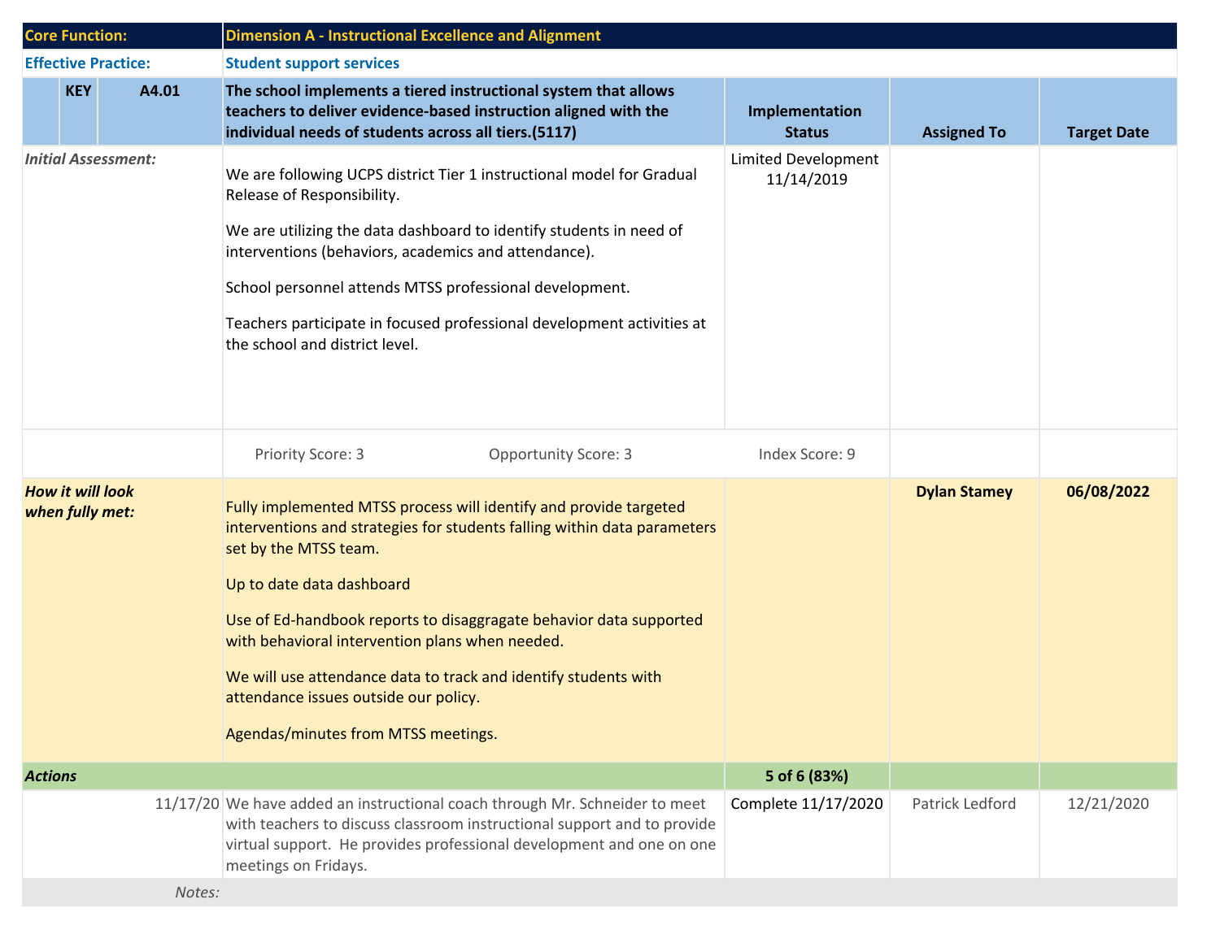| Core Function: | | | Dimension A - Instructional Excellence and Alignment | | | |
|---|---|---|---|---|---|---|
| **Effective Practice:** | | | **Student support services** | | | |
| | **KEY** | **A4.01** | **The school implements a tiered instructional system that allows teachers to deliver evidence-based instruction aligned with the individual needs of students across all tiers.(5117)** | **Implementation Status** | **Assigned To** | **Target Date** |
| *Initial Assessment:* | | | We are following UCPS district Tier 1 instructional model for Gradual Release of Responsibility.<br><br>We are utilizing the data dashboard to identify students in need of interventions (behaviors, academics and attendance).<br><br>School personnel attends MTSS professional development.<br><br>Teachers participate in focused professional development activities at the school and district level. | Limited Development 11/14/2019 | | |
| | | | Priority Score: 3 &nbsp;&nbsp;&nbsp; Opportunity Score: 3 | Index Score: 9 | | |
| ***How it will look when fully met:*** | | | Fully implemented MTSS process will identify and provide targeted interventions and strategies for students falling within data parameters set by the MTSS team.<br><br>Up to date data dashboard<br><br>Use of Ed-handbook reports to disaggragate behavior data supported with behavioral intervention plans when needed.<br><br>We will use attendance data to track and identify students with attendance issues outside our policy.<br><br>Agendas/minutes from MTSS meetings. | | **Dylan Stamey** | **06/08/2022** |
| ***Actions*** | | | | **5 of 6 (83%)** | | |
| | | 11/17/20 | We have added an instructional coach through Mr. Schneider to meet with teachers to discuss classroom instructional support and to provide virtual support. He provides professional development and one on one meetings on Fridays. | Complete 11/17/2020 | Patrick Ledford | 12/21/2020 |
| | | *Notes:* | | | | |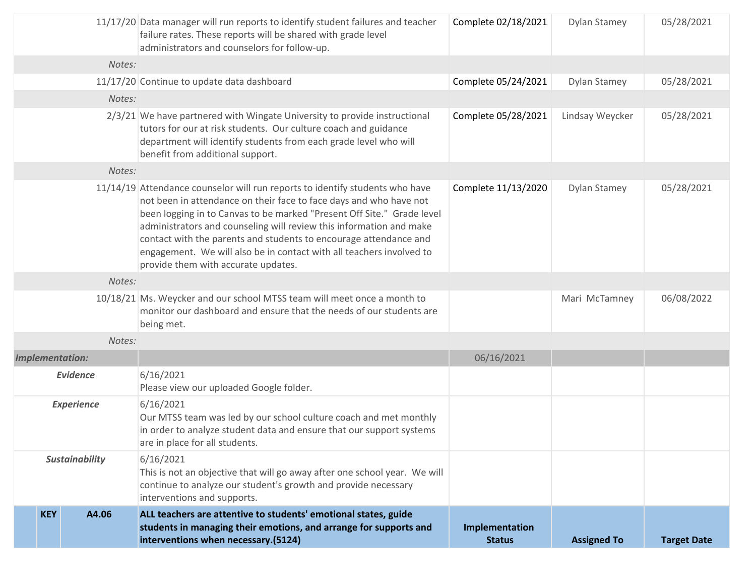| | | Implementation Status | Assigned To | Target Date |
|---|---|---|---|---|
| 11/17/20 | Data manager will run reports to identify student failures and teacher failure rates. These reports will be shared with grade level administrators and counselors for follow-up. | Complete 02/18/2021 | Dylan Stamey | 05/28/2021 |
| *Notes:* | | | | |
| 11/17/20 | Continue to update data dashboard | Complete 05/24/2021 | Dylan Stamey | 05/28/2021 |
| *Notes:* | | | | |
| 2/3/21 | We have partnered with Wingate University to provide instructional tutors for our at risk students. Our culture coach and guidance department will identify students from each grade level who will benefit from additional support. | Complete 05/28/2021 | Lindsay Weycker | 05/28/2021 |
| *Notes:* | | | | |
| 11/14/19 | Attendance counselor will run reports to identify students who have not been in attendance on their face to face days and who have not been logging in to Canvas to be marked "Present Off Site." Grade level administrators and counseling will review this information and make contact with the parents and students to encourage attendance and engagement. We will also be in contact with all teachers involved to provide them with accurate updates. | Complete 11/13/2020 | Dylan Stamey | 05/28/2021 |
| *Notes:* | | | | |
| 10/18/21 | Ms. Weycker and our school MTSS team will meet once a month to monitor our dashboard and ensure that the needs of our students are being met. | | Mari McTamney | 06/08/2022 |
| *Notes:* | | | | |
| ***Implementation:*** | | 06/16/2021 | | |
| ***Evidence*** | 6/16/2021<br>Please view our uploaded Google folder. | | | |
| ***Experience*** | 6/16/2021<br>Our MTSS team was led by our school culture coach and met monthly in order to analyze student data and ensure that our support systems are in place for all students. | | | |
| ***Sustainability*** | 6/16/2021<br>This is not an objective that will go away after one school year. We will continue to analyze our student's growth and provide necessary interventions and supports. | | | |
| **KEY A4.06** | **ALL teachers are attentive to students' emotional states, guide students in managing their emotions, and arrange for supports and interventions when necessary.(5124)** | **Implementation Status** | **Assigned To** | **Target Date** |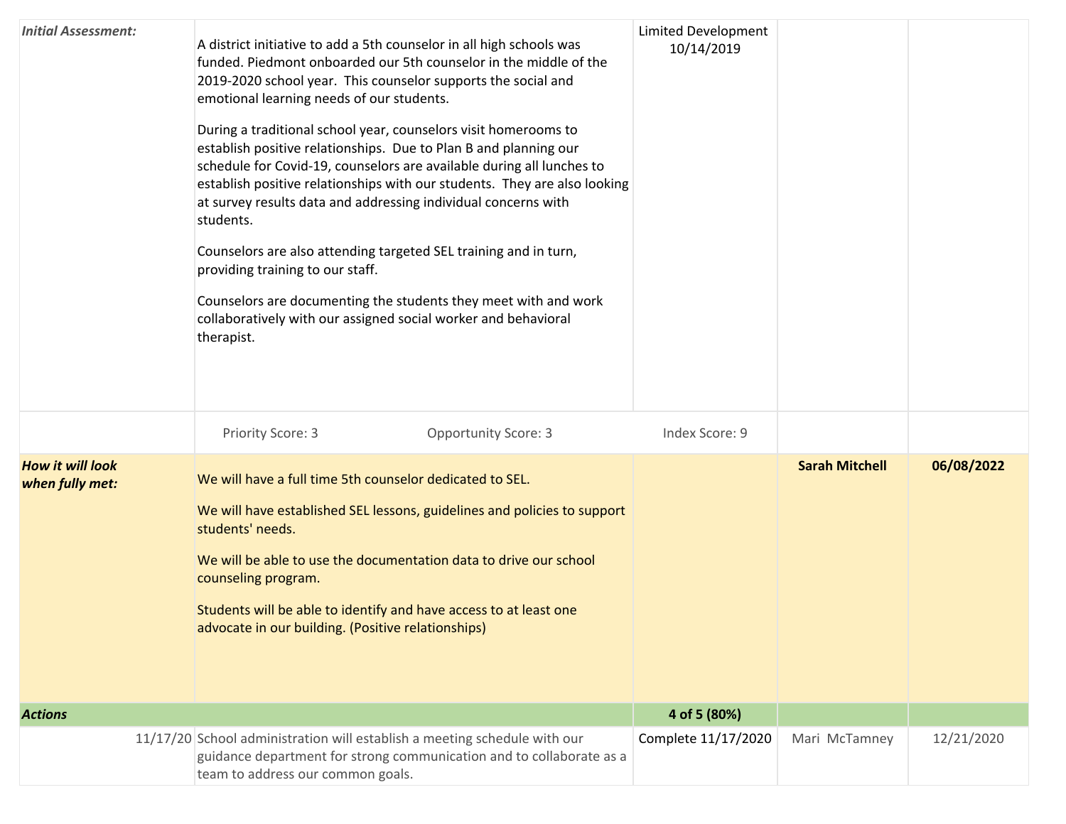| | | | | |
|---|---|---|---|---|
| ***Initial Assessment:*** | A district initiative to add a 5th counselor in all high schools was funded. Piedmont onboarded our 5th counselor in the middle of the 2019-2020 school year. This counselor supports the social and emotional learning needs of our students.<br><br>During a traditional school year, counselors visit homerooms to establish positive relationships. Due to Plan B and planning our schedule for Covid-19, counselors are available during all lunches to establish positive relationships with our students. They are also looking at survey results data and addressing individual concerns with students.<br><br>Counselors are also attending targeted SEL training and in turn, providing training to our staff.<br><br>Counselors are documenting the students they meet with and work collaboratively with our assigned social worker and behavioral therapist. | Limited Development 10/14/2019 | | |
| | Priority Score: 3 Opportunity Score: 3 | Index Score: 9 | | |
| ***How it will look when fully met:*** | We will have a full time 5th counselor dedicated to SEL.<br><br>We will have established SEL lessons, guidelines and policies to support students' needs.<br><br>We will be able to use the documentation data to drive our school counseling program.<br><br>Students will be able to identify and have access to at least one advocate in our building. (Positive relationships) | | **Sarah Mitchell** | **06/08/2022** |
| ***Actions*** | | **4 of 5 (80%)** | | |
| 11/17/20 | School administration will establish a meeting schedule with our guidance department for strong communication and to collaborate as a team to address our common goals. | Complete 11/17/2020 | Mari McTamney | 12/21/2020 |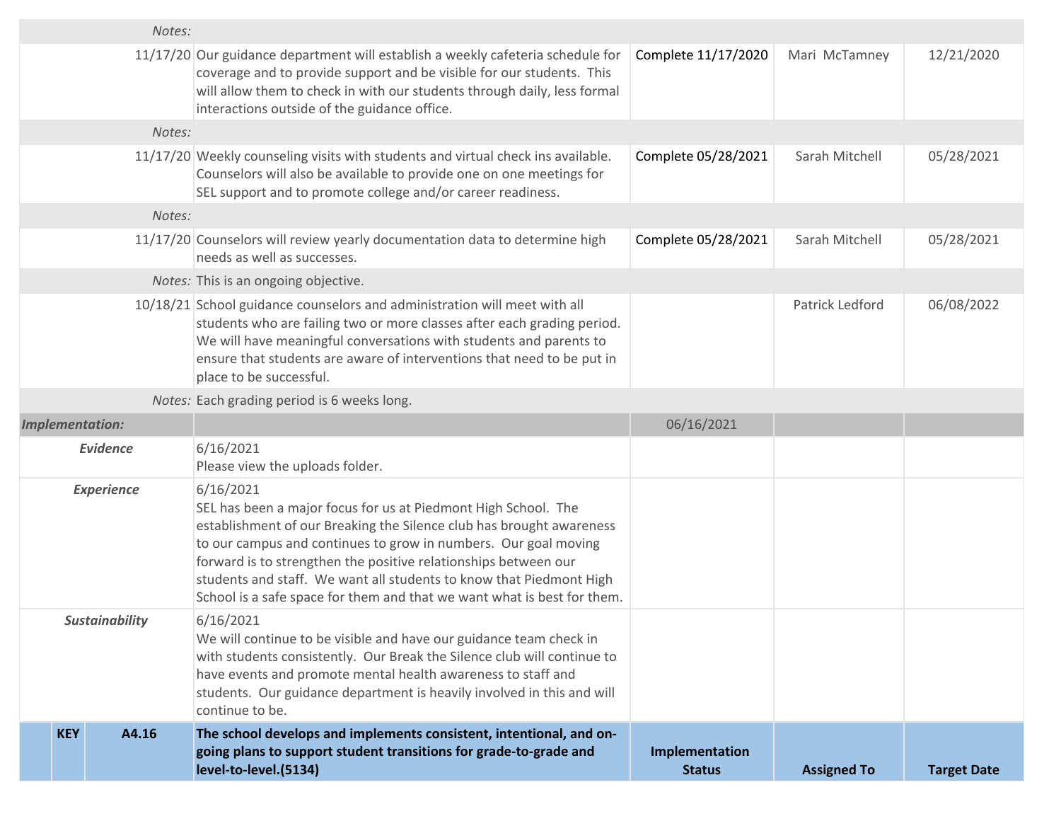| | | | Implementation Status | Assigned To | Target Date |
|---|---|---|---|---|---|
| *Notes:* | | | | | |
| 11/17/20 | Our guidance department will establish a weekly cafeteria schedule for coverage and to provide support and be visible for our students. This will allow them to check in with our students through daily, less formal interactions outside of the guidance office. | | Complete 11/17/2020 | Mari McTamney | 12/21/2020 |
| *Notes:* | | | | | |
| 11/17/20 | Weekly counseling visits with students and virtual check ins available. Counselors will also be available to provide one on one meetings for SEL support and to promote college and/or career readiness. | | Complete 05/28/2021 | Sarah Mitchell | 05/28/2021 |
| *Notes:* | | | | | |
| 11/17/20 | Counselors will review yearly documentation data to determine high needs as well as successes. | | Complete 05/28/2021 | Sarah Mitchell | 05/28/2021 |
| *Notes:* | This is an ongoing objective. | | | | |
| 10/18/21 | School guidance counselors and administration will meet with all students who are failing two or more classes after each grading period. We will have meaningful conversations with students and parents to ensure that students are aware of interventions that need to be put in place to be successful. | | | Patrick Ledford | 06/08/2022 |
| *Notes:* | Each grading period is 6 weeks long. | | | | |
| ***Implementation:*** | | | 06/16/2021 | | |
| ***Evidence*** | 6/16/2021<br>Please view the uploads folder. | | | | |
| ***Experience*** | 6/16/2021<br>SEL has been a major focus for us at Piedmont High School. The establishment of our Breaking the Silence club has brought awareness to our campus and continues to grow in numbers. Our goal moving forward is to strengthen the positive relationships between our students and staff. We want all students to know that Piedmont High School is a safe space for them and that we want what is best for them. | | | | |
| ***Sustainability*** | 6/16/2021<br>We will continue to be visible and have our guidance team check in with students consistently. Our Break the Silence club will continue to have events and promote mental health awareness to staff and students. Our guidance department is heavily involved in this and will continue to be. | | | | |
| **KEY** | **A4.16** | **The school develops and implements consistent, intentional, and on-going plans to support student transitions for grade-to-grade and level-to-level.(5134)** | **Implementation Status** | **Assigned To** | **Target Date** |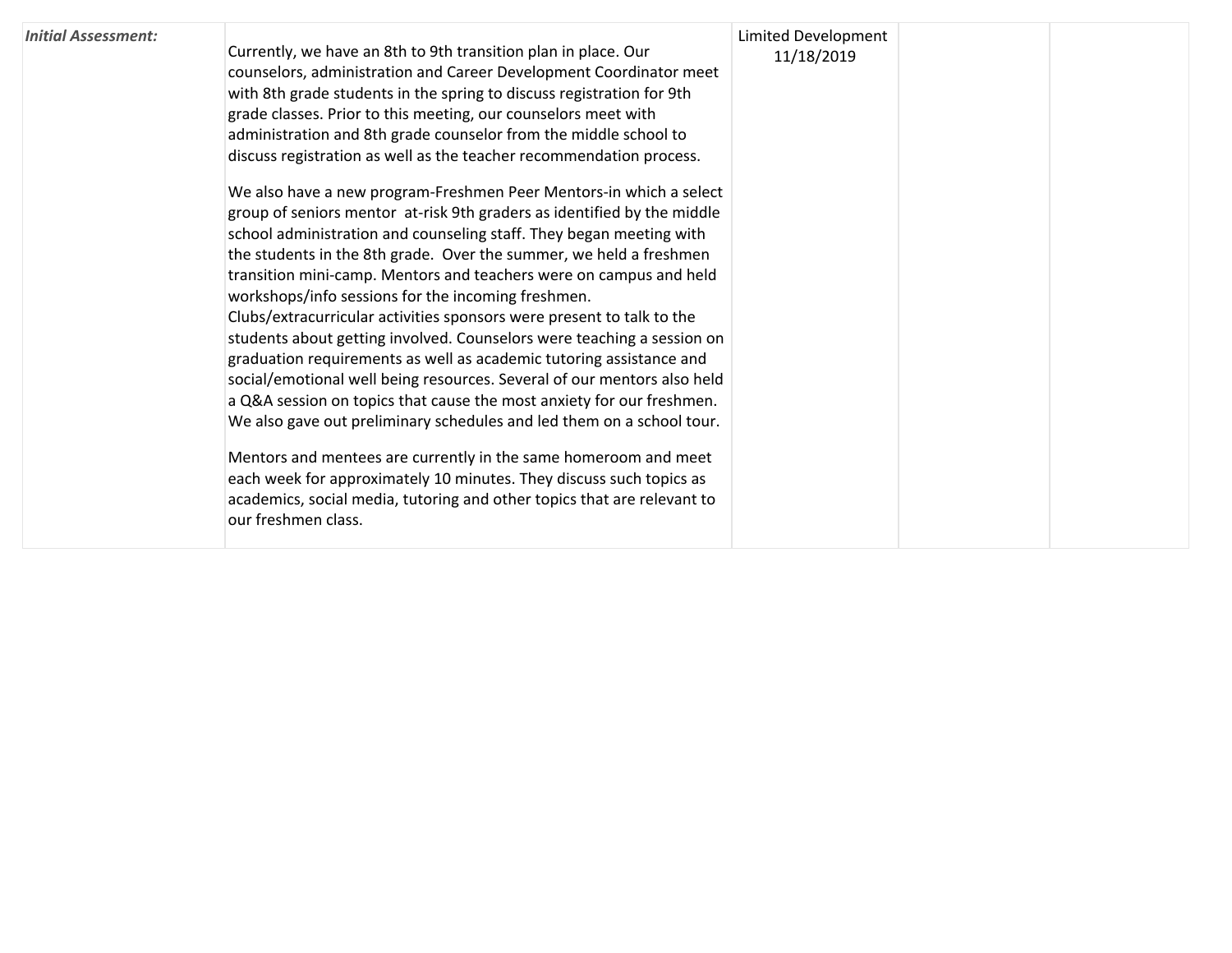| | | | | |
|---|---|---|---|---|
| ***Initial Assessment:*** | Currently, we have an 8th to 9th transition plan in place. Our counselors, administration and Career Development Coordinator meet with 8th grade students in the spring to discuss registration for 9th grade classes. Prior to this meeting, our counselors meet with administration and 8th grade counselor from the middle school to discuss registration as well as the teacher recommendation process.<br><br>We also have a new program-Freshmen Peer Mentors-in which a select group of seniors mentor at-risk 9th graders as identified by the middle school administration and counseling staff. They began meeting with the students in the 8th grade. Over the summer, we held a freshmen transition mini-camp. Mentors and teachers were on campus and held workshops/info sessions for the incoming freshmen. Clubs/extracurricular activities sponsors were present to talk to the students about getting involved. Counselors were teaching a session on graduation requirements as well as academic tutoring assistance and social/emotional well being resources. Several of our mentors also held a Q&A session on topics that cause the most anxiety for our freshmen. We also gave out preliminary schedules and led them on a school tour.<br><br>Mentors and mentees are currently in the same homeroom and meet each week for approximately 10 minutes. They discuss such topics as academics, social media, tutoring and other topics that are relevant to our freshmen class. | Limited Development 11/18/2019 | | |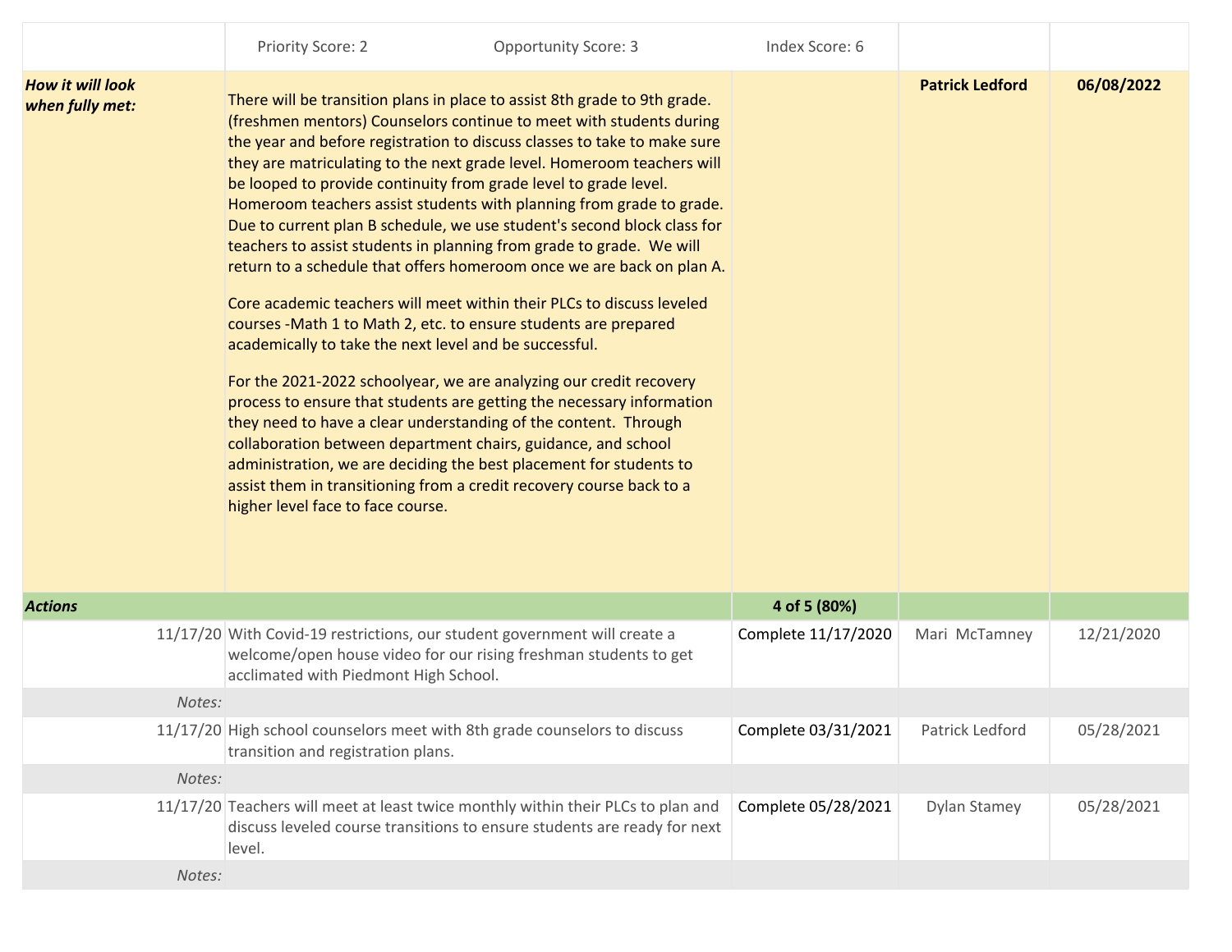| | Priority Score: 2 Opportunity Score: 3 Index Score: 6 | | | |
|---|---|---|---|---|
| ***How it will look when fully met:*** | There will be transition plans in place to assist 8th grade to 9th grade. (freshmen mentors) Counselors continue to meet with students during the year and before registration to discuss classes to take to make sure they are matriculating to the next grade level. Homeroom teachers will be looped to provide continuity from grade level to grade level. Homeroom teachers assist students with planning from grade to grade. Due to current plan B schedule, we use student's second block class for teachers to assist students in planning from grade to grade. We will return to a schedule that offers homeroom once we are back on plan A.<br><br>Core academic teachers will meet within their PLCs to discuss leveled courses -Math 1 to Math 2, etc. to ensure students are prepared academically to take the next level and be successful.<br><br>For the 2021-2022 schoolyear, we are analyzing our credit recovery process to ensure that students are getting the necessary information they need to have a clear understanding of the content. Through collaboration between department chairs, guidance, and school administration, we are deciding the best placement for students to assist them in transitioning from a credit recovery course back to a higher level face to face course. | | **Patrick Ledford** | **06/08/2022** |
| ***Actions*** | | **4 of 5 (80%)** | | |
| 11/17/20 | With Covid-19 restrictions, our student government will create a welcome/open house video for our rising freshman students to get acclimated with Piedmont High School. | Complete 11/17/2020 | Mari McTamney | 12/21/2020 |
| *Notes:* | | | | |
| 11/17/20 | High school counselors meet with 8th grade counselors to discuss transition and registration plans. | Complete 03/31/2021 | Patrick Ledford | 05/28/2021 |
| *Notes:* | | | | |
| 11/17/20 | Teachers will meet at least twice monthly within their PLCs to plan and discuss leveled course transitions to ensure students are ready for next level. | Complete 05/28/2021 | Dylan Stamey | 05/28/2021 |
| *Notes:* | | | | |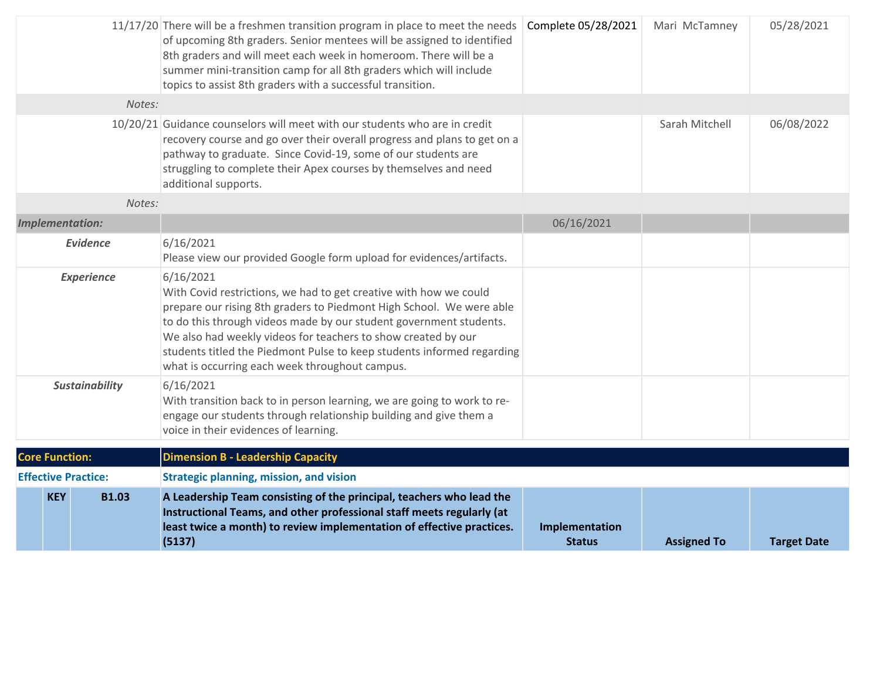| | | | | |
|---|---|---|---|---|
| 11/17/20 | There will be a freshmen transition program in place to meet the needs of upcoming 8th graders. Senior mentees will be assigned to identified 8th graders and will meet each week in homeroom. There will be a summer mini-transition camp for all 8th graders which will include topics to assist 8th graders with a successful transition. | Complete 05/28/2021 | Mari McTamney | 05/28/2021 |
| *Notes:* | | | | |
| 10/20/21 | Guidance counselors will meet with our students who are in credit recovery course and go over their overall progress and plans to get on a pathway to graduate. Since Covid-19, some of our students are struggling to complete their Apex courses by themselves and need additional supports. | | Sarah Mitchell | 06/08/2022 |
| *Notes:* | | | | |
| ***Implementation:*** | | 06/16/2021 | | |
| ***Evidence*** | 6/16/2021<br>Please view our provided Google form upload for evidences/artifacts. | | | |
| ***Experience*** | 6/16/2021<br>With Covid restrictions, we had to get creative with how we could prepare our rising 8th graders to Piedmont High School. We were able to do this through videos made by our student government students. We also had weekly videos for teachers to show created by our students titled the Piedmont Pulse to keep students informed regarding what is occurring each week throughout campus. | | | |
| ***Sustainability*** | 6/16/2021<br>With transition back to in person learning, we are going to work to re-engage our students through relationship building and give them a voice in their evidences of learning. | | | |

| | | | | | |
|---|---|---|---|---|---|
| **Core Function:** | | **Dimension B - Leadership Capacity** | | | |
| **Effective Practice:** | | **Strategic planning, mission, and vision** | | | |
| **KEY** | **B1.03** | **A Leadership Team consisting of the principal, teachers who lead the Instructional Teams, and other professional staff meets regularly (at least twice a month) to review implementation of effective practices. (5137)** | **Implementation Status** | **Assigned To** | **Target Date** |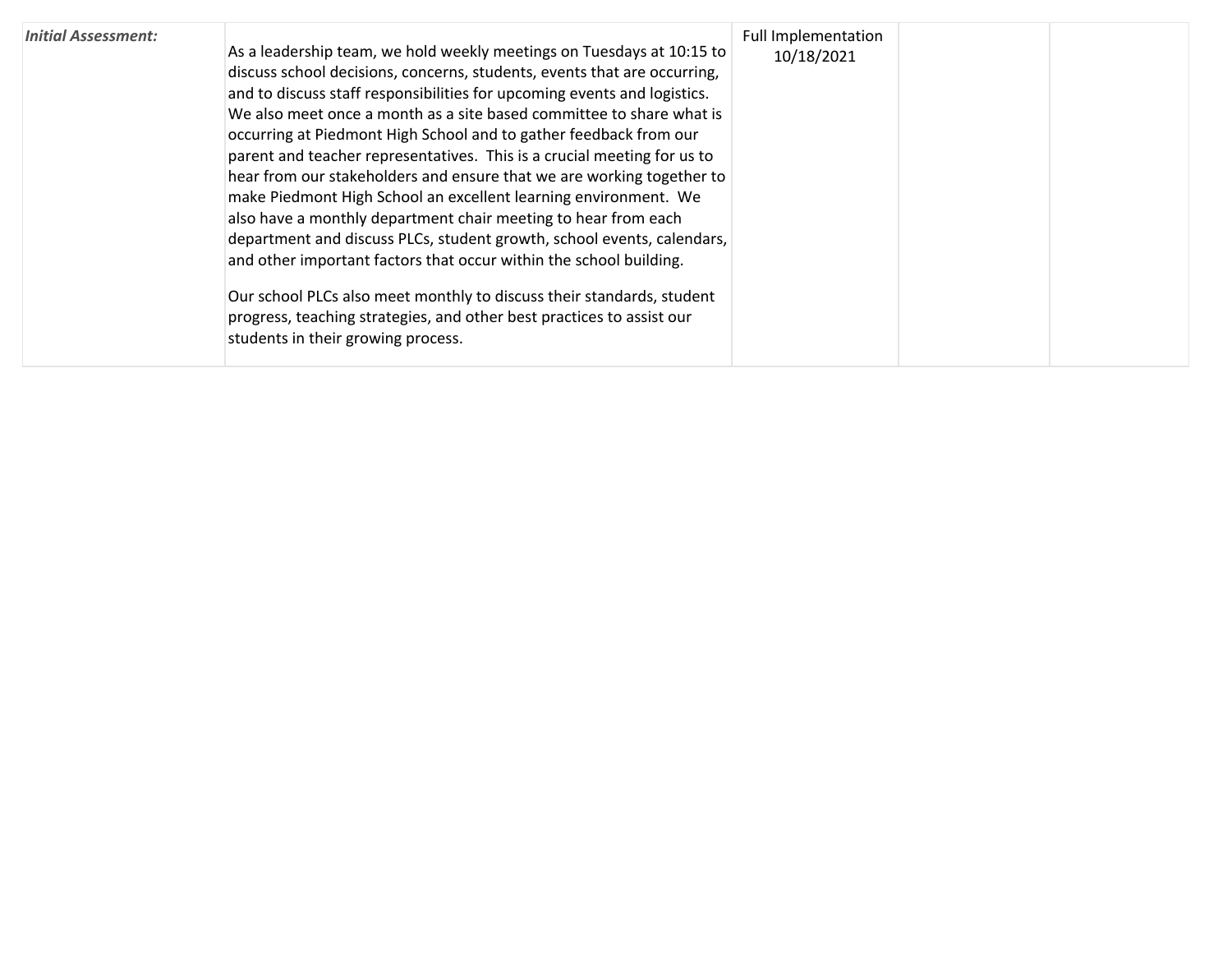| *Initial Assessment:* | As a leadership team, we hold weekly meetings on Tuesdays at 10:15 to discuss school decisions, concerns, students, events that are occurring, and to discuss staff responsibilities for upcoming events and logistics. We also meet once a month as a site based committee to share what is occurring at Piedmont High School and to gather feedback from our parent and teacher representatives. This is a crucial meeting for us to hear from our stakeholders and ensure that we are working together to make Piedmont High School an excellent learning environment. We also have a monthly department chair meeting to hear from each department and discuss PLCs, student growth, school events, calendars, and other important factors that occur within the school building.<br><br>Our school PLCs also meet monthly to discuss their standards, student progress, teaching strategies, and other best practices to assist our students in their growing process. | Full Implementation 10/18/2021 | | |
|---|---|---|---|---|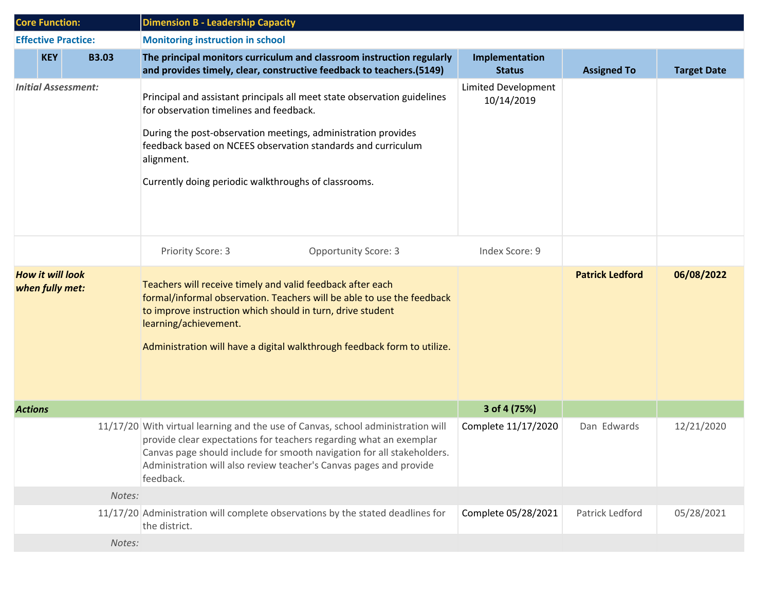| Core Function: | | | Dimension B - Leadership Capacity | | | |
|---|---|---|---|---|---|---|
| **Effective Practice:** | | | **Monitoring instruction in school** | | | |
| | **KEY** | **B3.03** | **The principal monitors curriculum and classroom instruction regularly and provides timely, clear, constructive feedback to teachers.(5149)** | **Implementation Status** | **Assigned To** | **Target Date** |
| *Initial Assessment:* | | | Principal and assistant principals all meet state observation guidelines for observation timelines and feedback.<br><br>During the post-observation meetings, administration provides feedback based on NCEES observation standards and curriculum alignment.<br><br>Currently doing periodic walkthroughs of classrooms. | Limited Development 10/14/2019 | | |
| | | | Priority Score: 3 &nbsp;&nbsp; Opportunity Score: 3 | Index Score: 9 | | |
| ***How it will look when fully met:*** | | | Teachers will receive timely and valid feedback after each formal/informal observation. Teachers will be able to use the feedback to improve instruction which should in turn, drive student learning/achievement.<br><br>Administration will have a digital walkthrough feedback form to utilize. | | **Patrick Ledford** | **06/08/2022** |
| ***Actions*** | | | | **3 of 4 (75%)** | | |
| | | 11/17/20 | With virtual learning and the use of Canvas, school administration will provide clear expectations for teachers regarding what an exemplar Canvas page should include for smooth navigation for all stakeholders. Administration will also review teacher's Canvas pages and provide feedback. | Complete 11/17/2020 | Dan Edwards | 12/21/2020 |
| | | *Notes:* | | | | |
| | | 11/17/20 | Administration will complete observations by the stated deadlines for the district. | Complete 05/28/2021 | Patrick Ledford | 05/28/2021 |
| | | *Notes:* | | | | |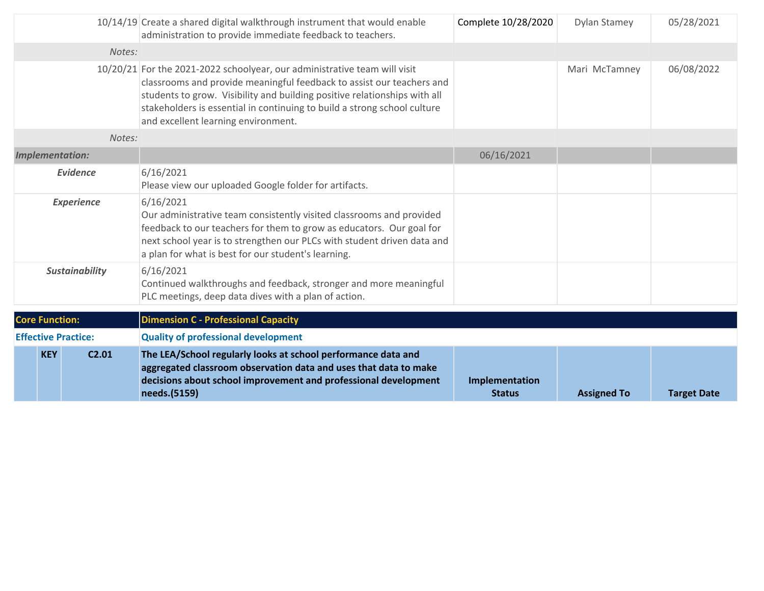| | | | |
|---|---|---|---|
| 10/14/19 Create a shared digital walkthrough instrument that would enable administration to provide immediate feedback to teachers. | Complete 10/28/2020 | Dylan Stamey | 05/28/2021 |
| *Notes:* | | | |
| 10/20/21 For the 2021-2022 schoolyear, our administrative team will visit classrooms and provide meaningful feedback to assist our teachers and students to grow. Visibility and building positive relationships with all stakeholders is essential in continuing to build a strong school culture and excellent learning environment. | | Mari McTamney | 06/08/2022 |
| *Notes:* | | | |
| ***Implementation:*** | 06/16/2021 | | |
| ***Evidence*** 6/16/2021<br>Please view our uploaded Google folder for artifacts. | | | |
| ***Experience*** 6/16/2021<br>Our administrative team consistently visited classrooms and provided feedback to our teachers for them to grow as educators. Our goal for next school year is to strengthen our PLCs with student driven data and a plan for what is best for our student's learning. | | | |
| ***Sustainability*** 6/16/2021<br>Continued walkthroughs and feedback, stronger and more meaningful PLC meetings, deep data dives with a plan of action. | | | |

**Core Function:** **Dimension C - Professional Capacity**

**Effective Practice:** **Quality of professional development**

| | KEY | C2.01 | The LEA/School regularly looks at school performance data and aggregated classroom observation data and uses that data to make decisions about school improvement and professional development needs.(5159) | Implementation Status | Assigned To | Target Date |
|---|---|---|---|---|---|---|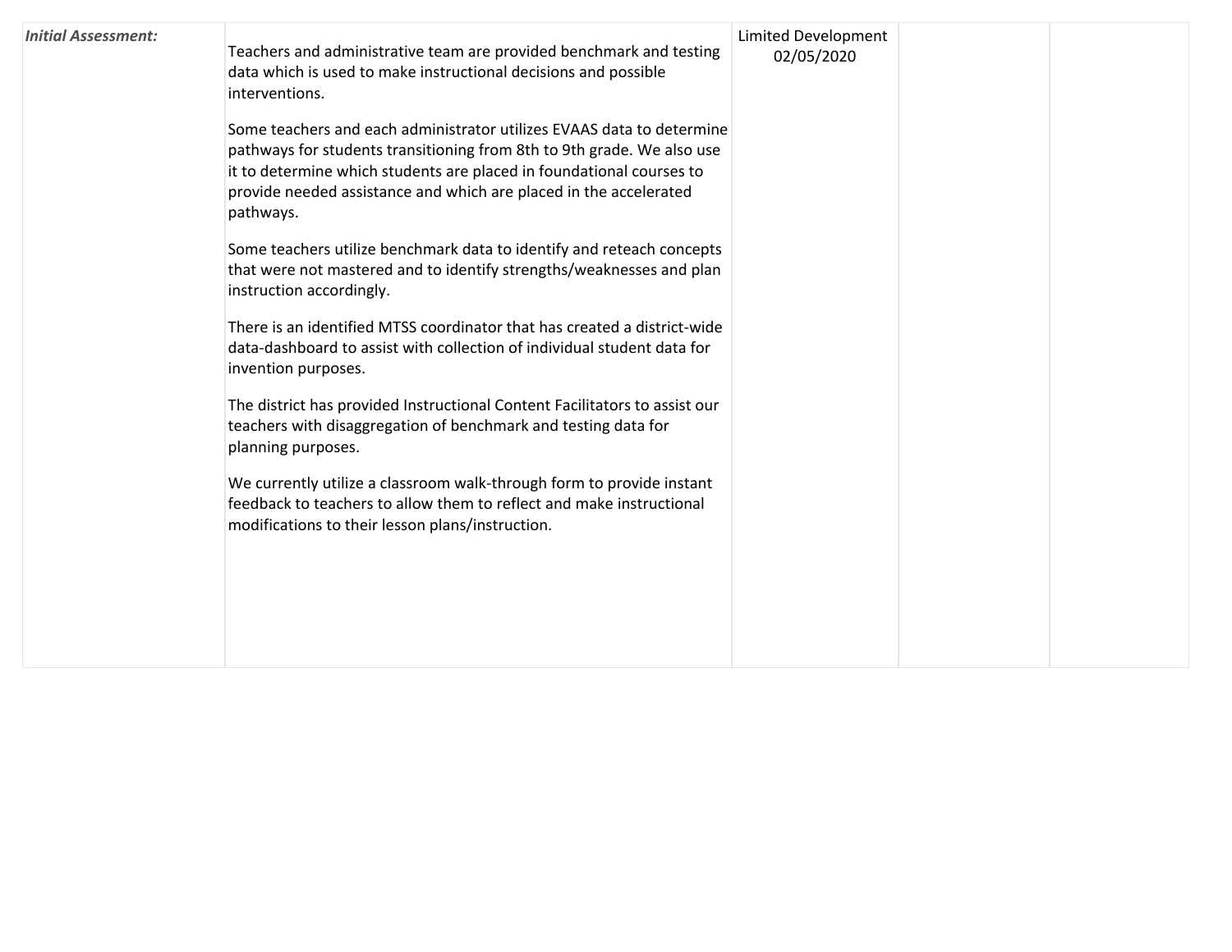| *Initial Assessment:* | Teachers and administrative team are provided benchmark and testing data which is used to make instructional decisions and possible interventions.<br><br>Some teachers and each administrator utilizes EVAAS data to determine pathways for students transitioning from 8th to 9th grade. We also use it to determine which students are placed in foundational courses to provide needed assistance and which are placed in the accelerated pathways.<br><br>Some teachers utilize benchmark data to identify and reteach concepts that were not mastered and to identify strengths/weaknesses and plan instruction accordingly.<br><br>There is an identified MTSS coordinator that has created a district-wide data-dashboard to assist with collection of individual student data for invention purposes.<br><br>The district has provided Instructional Content Facilitators to assist our teachers with disaggregation of benchmark and testing data for planning purposes.<br><br>We currently utilize a classroom walk-through form to provide instant feedback to teachers to allow them to reflect and make instructional modifications to their lesson plans/instruction. | Limited Development 02/05/2020 | | |
|---|---|---|---|---|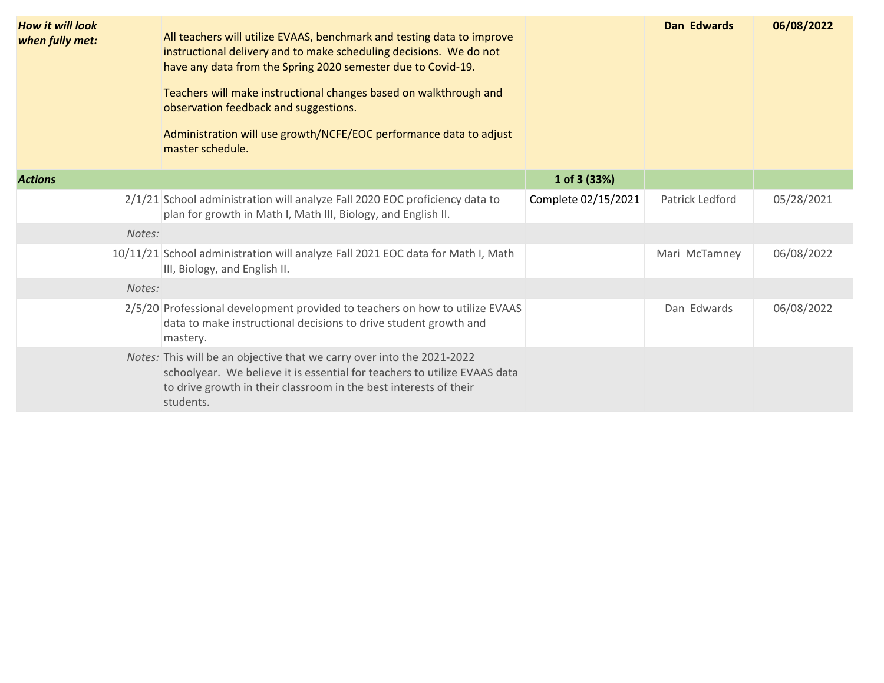| | | | | |
|---|---|---|---|---|
| ***How it will look when fully met:*** | All teachers will utilize EVAAS, benchmark and testing data to improve instructional delivery and to make scheduling decisions. We do not have any data from the Spring 2020 semester due to Covid-19.<br><br>Teachers will make instructional changes based on walkthrough and observation feedback and suggestions.<br><br>Administration will use growth/NCFE/EOC performance data to adjust master schedule. | | **Dan Edwards** | **06/08/2022** |
| ***Actions*** | | **1 of 3 (33%)** | | |
| 2/1/21 | School administration will analyze Fall 2020 EOC proficiency data to plan for growth in Math I, Math III, Biology, and English II. | Complete 02/15/2021 | Patrick Ledford | 05/28/2021 |
| *Notes:* | | | | |
| 10/11/21 | School administration will analyze Fall 2021 EOC data for Math I, Math III, Biology, and English II. | | Mari McTamney | 06/08/2022 |
| *Notes:* | | | | |
| 2/5/20 | Professional development provided to teachers on how to utilize EVAAS data to make instructional decisions to drive student growth and mastery. | | Dan Edwards | 06/08/2022 |
| *Notes:* | This will be an objective that we carry over into the 2021-2022 schoolyear. We believe it is essential for teachers to utilize EVAAS data to drive growth in their classroom in the best interests of their students. | | | |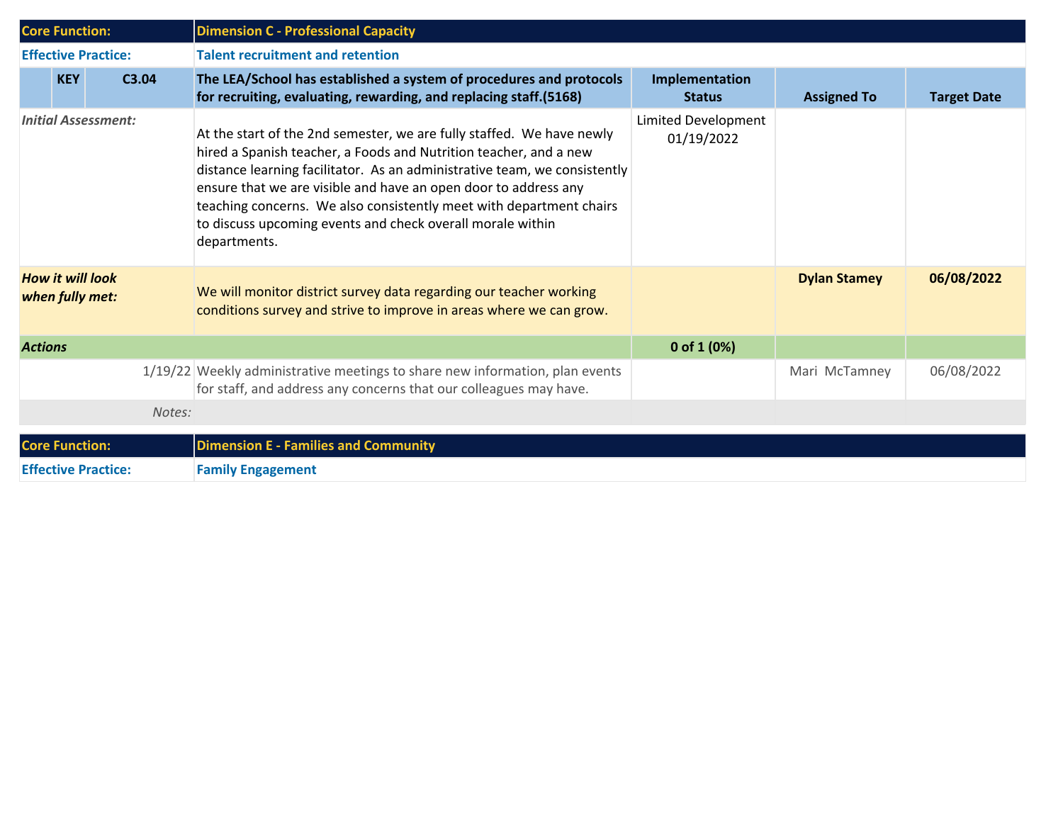| Core Function: | | | Dimension C - Professional Capacity | | | |
|---|---|---|---|---|---|---|
| **Effective Practice:** | | | **Talent recruitment and retention** | | | |
| | **KEY** | **C3.04** | **The LEA/School has established a system of procedures and protocols for recruiting, evaluating, rewarding, and replacing staff.(5168)** | **Implementation Status** | **Assigned To** | **Target Date** |
| *Initial Assessment:* | | | At the start of the 2nd semester, we are fully staffed. We have newly hired a Spanish teacher, a Foods and Nutrition teacher, and a new distance learning facilitator. As an administrative team, we consistently ensure that we are visible and have an open door to address any teaching concerns. We also consistently meet with department chairs to discuss upcoming events and check overall morale within departments. | Limited Development 01/19/2022 | | |
| ***How it will look when fully met:*** | | | We will monitor district survey data regarding our teacher working conditions survey and strive to improve in areas where we can grow. | | **Dylan Stamey** | **06/08/2022** |
| ***Actions*** | | | | **0 of 1 (0%)** | | |
| | | 1/19/22 | Weekly administrative meetings to share new information, plan events for staff, and address any concerns that our colleagues may have. | | Mari McTamney | 06/08/2022 |
| | | *Notes:* | | | | |

| Core Function: | Dimension E - Families and Community |
|---|---|
| **Effective Practice:** | **Family Engagement** |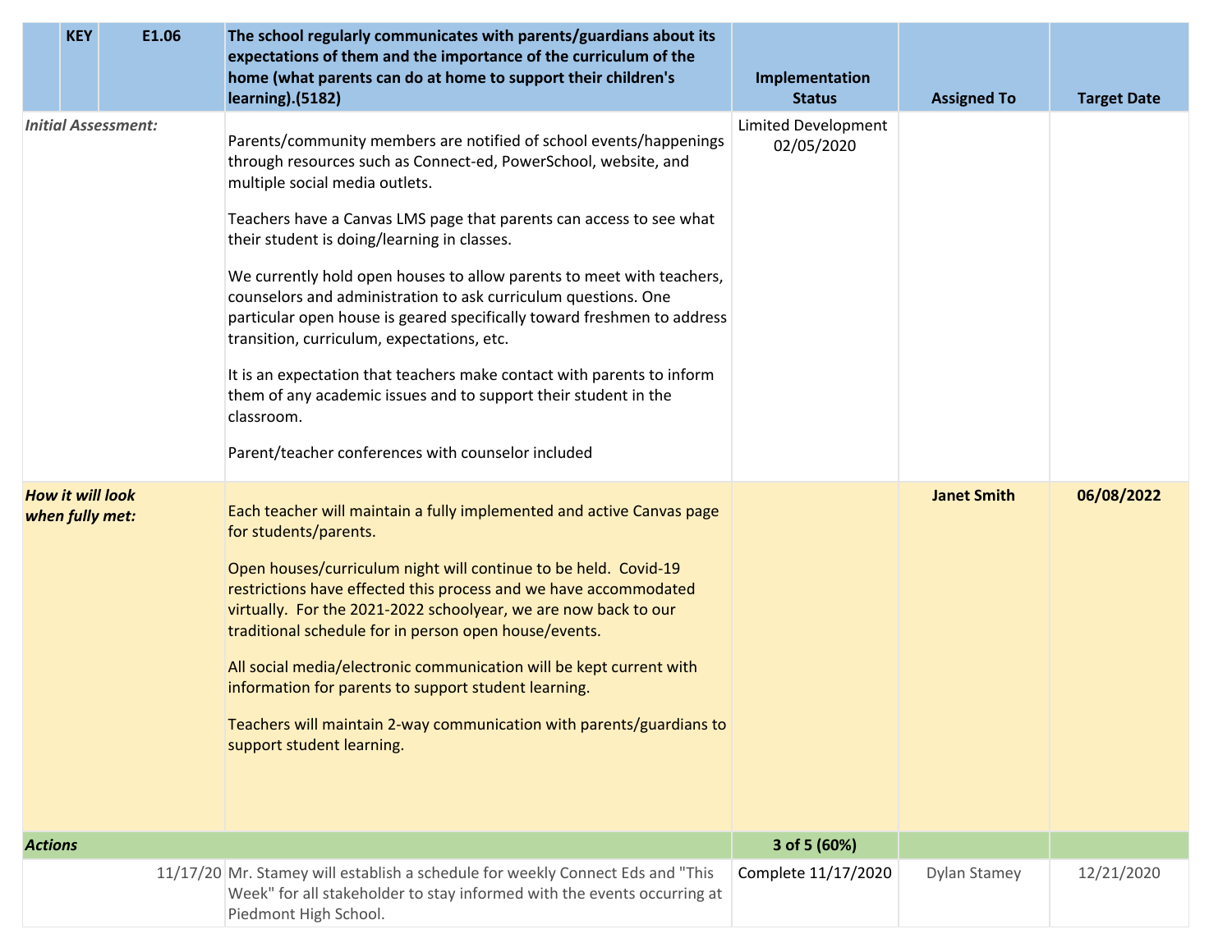| | KEY | E1.06 | The school regularly communicates with parents/guardians about its expectations of them and the importance of the curriculum of the home (what parents can do at home to support their children's learning).(5182) | Implementation Status | Assigned To | Target Date |
|---|---|---|---|---|---|---|
| *Initial Assessment:* | | | Parents/community members are notified of school events/happenings through resources such as Connect-ed, PowerSchool, website, and multiple social media outlets.<br><br>Teachers have a Canvas LMS page that parents can access to see what their student is doing/learning in classes.<br><br>We currently hold open houses to allow parents to meet with teachers, counselors and administration to ask curriculum questions. One particular open house is geared specifically toward freshmen to address transition, curriculum, expectations, etc.<br><br>It is an expectation that teachers make contact with parents to inform them of any academic issues and to support their student in the classroom.<br><br>Parent/teacher conferences with counselor included | Limited Development 02/05/2020 | | |
| ***How it will look when fully met:*** | | | Each teacher will maintain a fully implemented and active Canvas page for students/parents.<br><br>Open houses/curriculum night will continue to be held. Covid-19 restrictions have effected this process and we have accommodated virtually. For the 2021-2022 schoolyear, we are now back to our traditional schedule for in person open house/events.<br><br>All social media/electronic communication will be kept current with information for parents to support student learning.<br><br>Teachers will maintain 2-way communication with parents/guardians to support student learning. | | **Janet Smith** | **06/08/2022** |
| ***Actions*** | | | | **3 of 5 (60%)** | | |
| | | 11/17/20 | Mr. Stamey will establish a schedule for weekly Connect Eds and "This Week" for all stakeholder to stay informed with the events occurring at Piedmont High School. | Complete 11/17/2020 | Dylan Stamey | 12/21/2020 |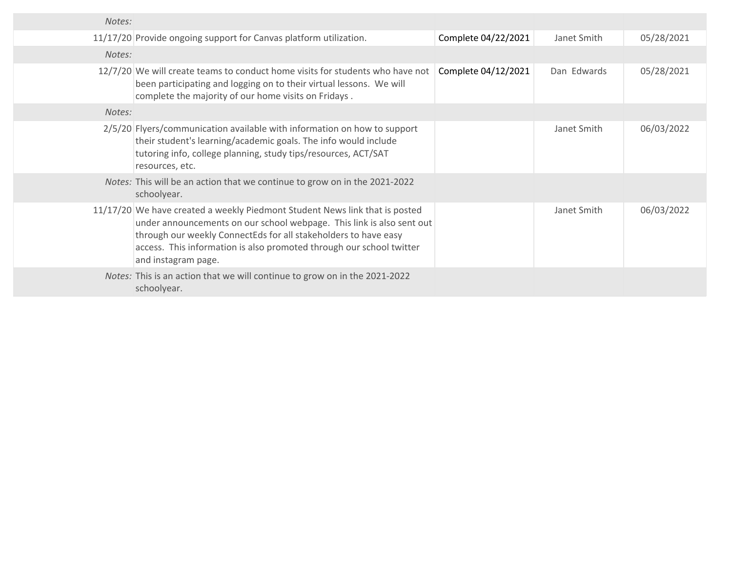| | | | | |
|---|---|---|---|---|
| *Notes:* | | | | |
| 11/17/20 | Provide ongoing support for Canvas platform utilization. | Complete 04/22/2021 | Janet Smith | 05/28/2021 |
| *Notes:* | | | | |
| 12/7/20 | We will create teams to conduct home visits for students who have not been participating and logging on to their virtual lessons. We will complete the majority of our home visits on Fridays . | Complete 04/12/2021 | Dan Edwards | 05/28/2021 |
| *Notes:* | | | | |
| 2/5/20 | Flyers/communication available with information on how to support their student's learning/academic goals. The info would include tutoring info, college planning, study tips/resources, ACT/SAT resources, etc. | | Janet Smith | 06/03/2022 |
| *Notes:* | This will be an action that we continue to grow on in the 2021-2022 schoolyear. | | | |
| 11/17/20 | We have created a weekly Piedmont Student News link that is posted under announcements on our school webpage. This link is also sent out through our weekly ConnectEds for all stakeholders to have easy access. This information is also promoted through our school twitter and instagram page. | | Janet Smith | 06/03/2022 |
| *Notes:* | This is an action that we will continue to grow on in the 2021-2022 schoolyear. | | | |